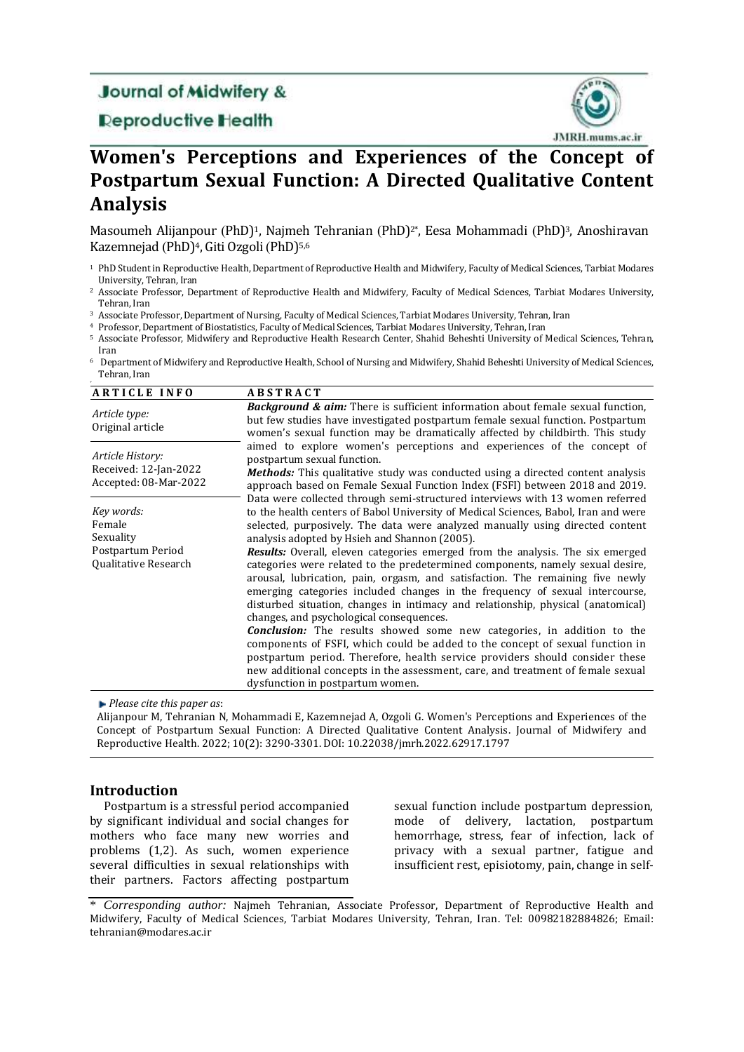# Journal of Midwifery & Reproductive Health

# Women's Perceptions and Experiences of the Concept of Postpartum Sexual Function: A Directed Qualitative Content Analysis

Masoumeh Alijanpour (PhD)[1], Najmeh Tehranian (PhD)[2*], Eesa Mohammadi (PhD)[3], Anoshiravan Kazemnejad (PhD)[4], Giti Ozgoli (PhD)[5,6]

[1] PhD Student in Reproductive Health, Department of Reproductive Health and Midwifery, Faculty of Medical Sciences, Tarbiat Modares University, Tehran, Iran

[2] Associate Professor, Department of Reproductive Health and Midwifery, Faculty of Medical Sciences, Tarbiat Modares University, Tehran, Iran

[3] Associate Professor, Department of Nursing, Faculty of Medical Sciences, Tarbiat Modares University, Tehran, Iran

[4] Professor, Department of Biostatistics, Faculty of Medical Sciences, Tarbiat Modares University, Tehran, Iran

[5] Associate Professor, Midwifery and Reproductive Health Research Center, Shahid Beheshti University of Medical Sciences, Tehran, Iran

[6] Department of Midwifery and Reproductive Health, School of Nursing and Midwifery, Shahid Beheshti University of Medical Sciences, Tehran, Iran

| ARTICLE INFO | ABSTRACT |
|---|---|
| *Article type:* Original article<br><br>*Article History:* Received: 12-Jan-2022 Accepted: 08-Mar-2022<br><br>*Key words:* Female, Sexuality, Postpartum Period, Qualitative Research | ***Background & aim:*** There is sufficient information about female sexual function, but few studies have investigated postpartum female sexual function. Postpartum women's sexual function may be dramatically affected by childbirth. This study aimed to explore women's perceptions and experiences of the concept of postpartum sexual function.<br>***Methods:*** This qualitative study was conducted using a directed content analysis approach based on Female Sexual Function Index (FSFI) between 2018 and 2019. Data were collected through semi-structured interviews with 13 women referred to the health centers of Babol University of Medical Sciences, Babol, Iran and were selected, purposively. The data were analyzed manually using directed content analysis adopted by Hsieh and Shannon (2005).<br>***Results:*** Overall, eleven categories emerged from the analysis. The six emerged categories were related to the predetermined components, namely sexual desire, arousal, lubrication, pain, orgasm, and satisfaction. The remaining five newly emerging categories included changes in the frequency of sexual intercourse, disturbed situation, changes in intimacy and relationship, physical (anatomical) changes, and psychological consequences.<br>***Conclusion:*** The results showed some new categories, in addition to the components of FSFI, which could be added to the concept of sexual function in postpartum period. Therefore, health service providers should consider these new additional concepts in the assessment, care, and treatment of female sexual dysfunction in postpartum women. |

► *Please cite this paper as*:

Alijanpour M, Tehranian N, Mohammadi E, Kazemnejad A, Ozgoli G. Women's Perceptions and Experiences of the Concept of Postpartum Sexual Function: A Directed Qualitative Content Analysis. Journal of Midwifery and Reproductive Health. 2022; 10(2): 3290-3301. DOI: 10.22038/jmrh.2022.62917.1797

## Introduction

Postpartum is a stressful period accompanied by significant individual and social changes for mothers who face many new worries and problems (1,2). As such, women experience several difficulties in sexual relationships with their partners. Factors affecting postpartum sexual function include postpartum depression, mode of delivery, lactation, postpartum hemorrhage, stress, fear of infection, lack of privacy with a sexual partner, fatigue and insufficient rest, episiotomy, pain, change in self-

\* *Corresponding author:* Najmeh Tehranian, Associate Professor, Department of Reproductive Health and Midwifery, Faculty of Medical Sciences, Tarbiat Modares University, Tehran, Iran. Tel: 00982182884826; Email: tehranian@modares.ac.ir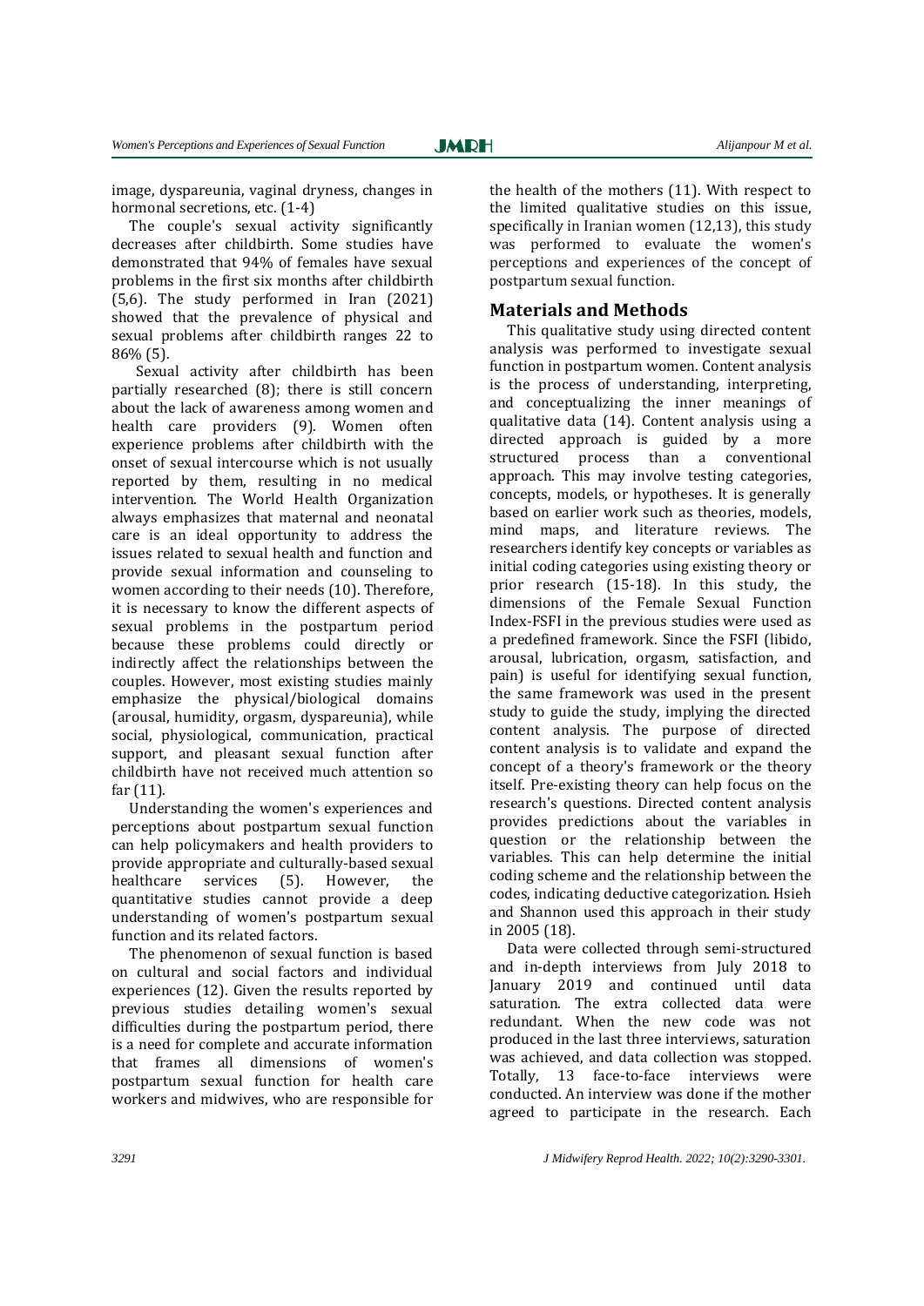image, dyspareunia, vaginal dryness, changes in hormonal secretions, etc. (1-4)

The couple's sexual activity significantly decreases after childbirth. Some studies have demonstrated that 94% of females have sexual problems in the first six months after childbirth (5,6). The study performed in Iran (2021) showed that the prevalence of physical and sexual problems after childbirth ranges 22 to 86% (5).

Sexual activity after childbirth has been partially researched (8); there is still concern about the lack of awareness among women and health care providers (9). Women often experience problems after childbirth with the onset of sexual intercourse which is not usually reported by them, resulting in no medical intervention. The World Health Organization always emphasizes that maternal and neonatal care is an ideal opportunity to address the issues related to sexual health and function and provide sexual information and counseling to women according to their needs (10). Therefore, it is necessary to know the different aspects of sexual problems in the postpartum period because these problems could directly or indirectly affect the relationships between the couples. However, most existing studies mainly emphasize the physical/biological domains (arousal, humidity, orgasm, dyspareunia), while social, physiological, communication, practical support, and pleasant sexual function after childbirth have not received much attention so far (11).

Understanding the women's experiences and perceptions about postpartum sexual function can help policymakers and health providers to provide appropriate and culturally-based sexual healthcare services (5). However, the quantitative studies cannot provide a deep understanding of women's postpartum sexual function and its related factors.

The phenomenon of sexual function is based on cultural and social factors and individual experiences (12). Given the results reported by previous studies detailing women's sexual difficulties during the postpartum period, there is a need for complete and accurate information that frames all dimensions of women's postpartum sexual function for health care workers and midwives, who are responsible for the health of the mothers (11). With respect to the limited qualitative studies on this issue, specifically in Iranian women (12,13), this study was performed to evaluate the women's perceptions and experiences of the concept of postpartum sexual function.

## Materials and Methods

This qualitative study using directed content analysis was performed to investigate sexual function in postpartum women. Content analysis is the process of understanding, interpreting, and conceptualizing the inner meanings of qualitative data (14). Content analysis using a directed approach is guided by a more structured process than a conventional approach. This may involve testing categories, concepts, models, or hypotheses. It is generally based on earlier work such as theories, models, mind maps, and literature reviews. The researchers identify key concepts or variables as initial coding categories using existing theory or prior research (15-18). In this study, the dimensions of the Female Sexual Function Index-FSFI in the previous studies were used as a predefined framework. Since the FSFI (libido, arousal, lubrication, orgasm, satisfaction, and pain) is useful for identifying sexual function, the same framework was used in the present study to guide the study, implying the directed content analysis. The purpose of directed content analysis is to validate and expand the concept of a theory's framework or the theory itself. Pre-existing theory can help focus on the research's questions. Directed content analysis provides predictions about the variables in question or the relationship between the variables. This can help determine the initial coding scheme and the relationship between the codes, indicating deductive categorization. Hsieh and Shannon used this approach in their study in 2005 (18).

Data were collected through semi-structured and in-depth interviews from July 2018 to January 2019 and continued until data saturation. The extra collected data were redundant. When the new code was not produced in the last three interviews, saturation was achieved, and data collection was stopped. Totally, 13 face-to-face interviews were conducted. An interview was done if the mother agreed to participate in the research. Each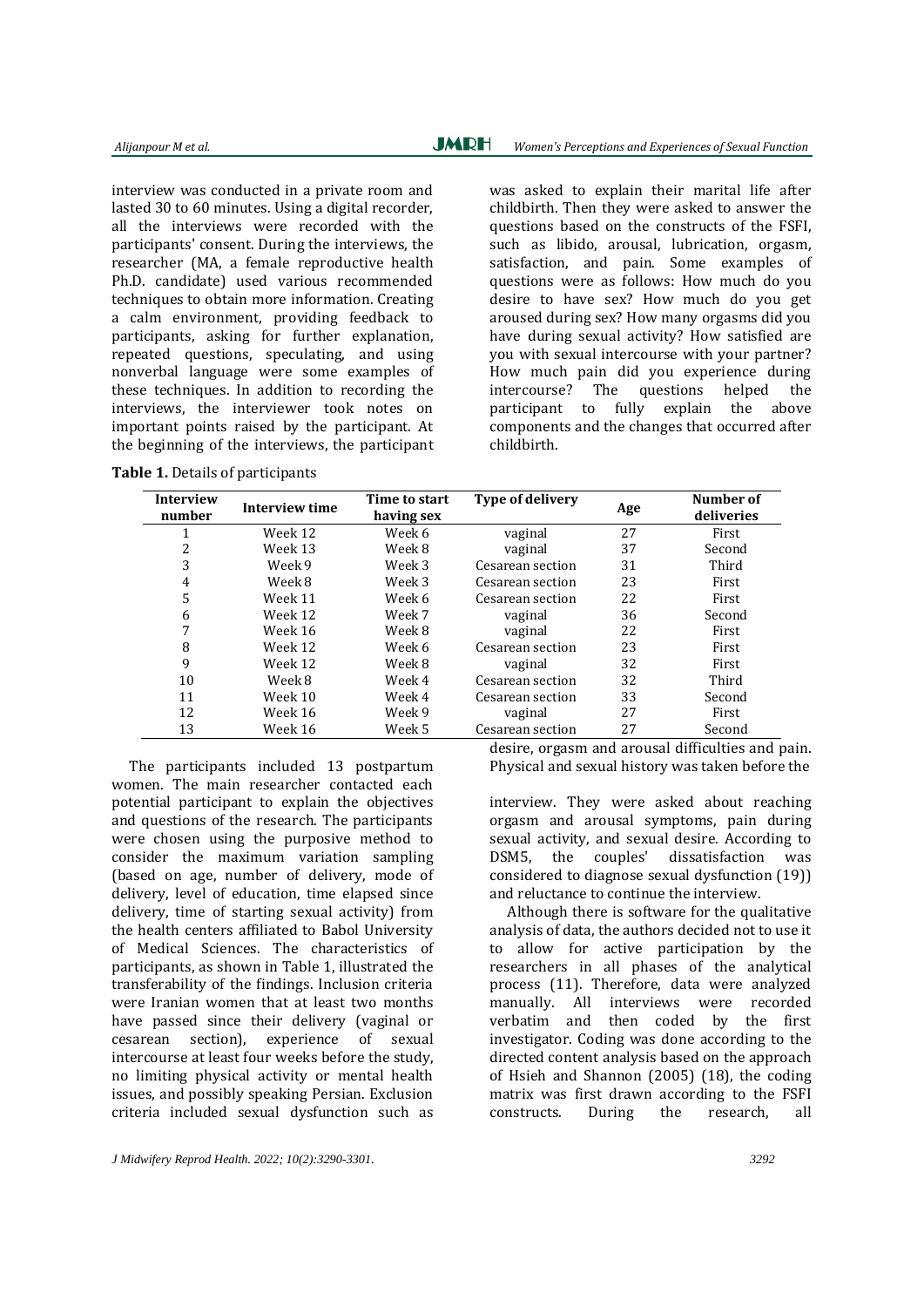interview was conducted in a private room and lasted 30 to 60 minutes. Using a digital recorder, all the interviews were recorded with the participants' consent. During the interviews, the researcher (MA, a female reproductive health Ph.D. candidate) used various recommended techniques to obtain more information. Creating a calm environment, providing feedback to participants, asking for further explanation, repeated questions, speculating, and using nonverbal language were some examples of these techniques. In addition to recording the interviews, the interviewer took notes on important points raised by the participant. At the beginning of the interviews, the participant was asked to explain their marital life after childbirth. Then they were asked to answer the questions based on the constructs of the FSFI, such as libido, arousal, lubrication, orgasm, satisfaction, and pain. Some examples of questions were as follows: How much do you desire to have sex? How much do you get aroused during sex? How many orgasms did you have during sexual activity? How satisfied are you with sexual intercourse with your partner? How much pain did you experience during intercourse? The questions helped the participant to fully explain the above components and the changes that occurred after childbirth.

**Table 1.** Details of participants

| Interview number | Interview time | Time to start having sex | Type of delivery | Age | Number of deliveries |
|---|---|---|---|---|---|
| 1 | Week 12 | Week 6 | vaginal | 27 | First |
| 2 | Week 13 | Week 8 | vaginal | 37 | Second |
| 3 | Week 9 | Week 3 | Cesarean section | 31 | Third |
| 4 | Week 8 | Week 3 | Cesarean section | 23 | First |
| 5 | Week 11 | Week 6 | Cesarean section | 22 | First |
| 6 | Week 12 | Week 7 | vaginal | 36 | Second |
| 7 | Week 16 | Week 8 | vaginal | 22 | First |
| 8 | Week 12 | Week 6 | Cesarean section | 23 | First |
| 9 | Week 12 | Week 8 | vaginal | 32 | First |
| 10 | Week 8 | Week 4 | Cesarean section | 32 | Third |
| 11 | Week 10 | Week 4 | Cesarean section | 33 | Second |
| 12 | Week 16 | Week 9 | vaginal | 27 | First |
| 13 | Week 16 | Week 5 | Cesarean section | 27 | Second |

The participants included 13 postpartum women. The main researcher contacted each potential participant to explain the objectives and questions of the research. The participants were chosen using the purposive method to consider the maximum variation sampling (based on age, number of delivery, mode of delivery, level of education, time elapsed since delivery, time of starting sexual activity) from the health centers affiliated to Babol University of Medical Sciences. The characteristics of participants, as shown in Table 1, illustrated the transferability of the findings. Inclusion criteria were Iranian women that at least two months have passed since their delivery (vaginal or cesarean section), experience of sexual intercourse at least four weeks before the study, no limiting physical activity or mental health issues, and possibly speaking Persian. Exclusion criteria included sexual dysfunction such as desire, orgasm and arousal difficulties and pain. Physical and sexual history was taken before the interview. They were asked about reaching orgasm and arousal symptoms, pain during sexual activity, and sexual desire. According to DSM5, the couples' dissatisfaction was considered to diagnose sexual dysfunction (19)) and reluctance to continue the interview.

Although there is software for the qualitative analysis of data, the authors decided not to use it to allow for active participation by the researchers in all phases of the analytical process (11). Therefore, data were analyzed manually. All interviews were recorded verbatim and then coded by the first investigator. Coding was done according to the directed content analysis based on the approach of Hsieh and Shannon (2005) (18), the coding matrix was first drawn according to the FSFI constructs. During the research, all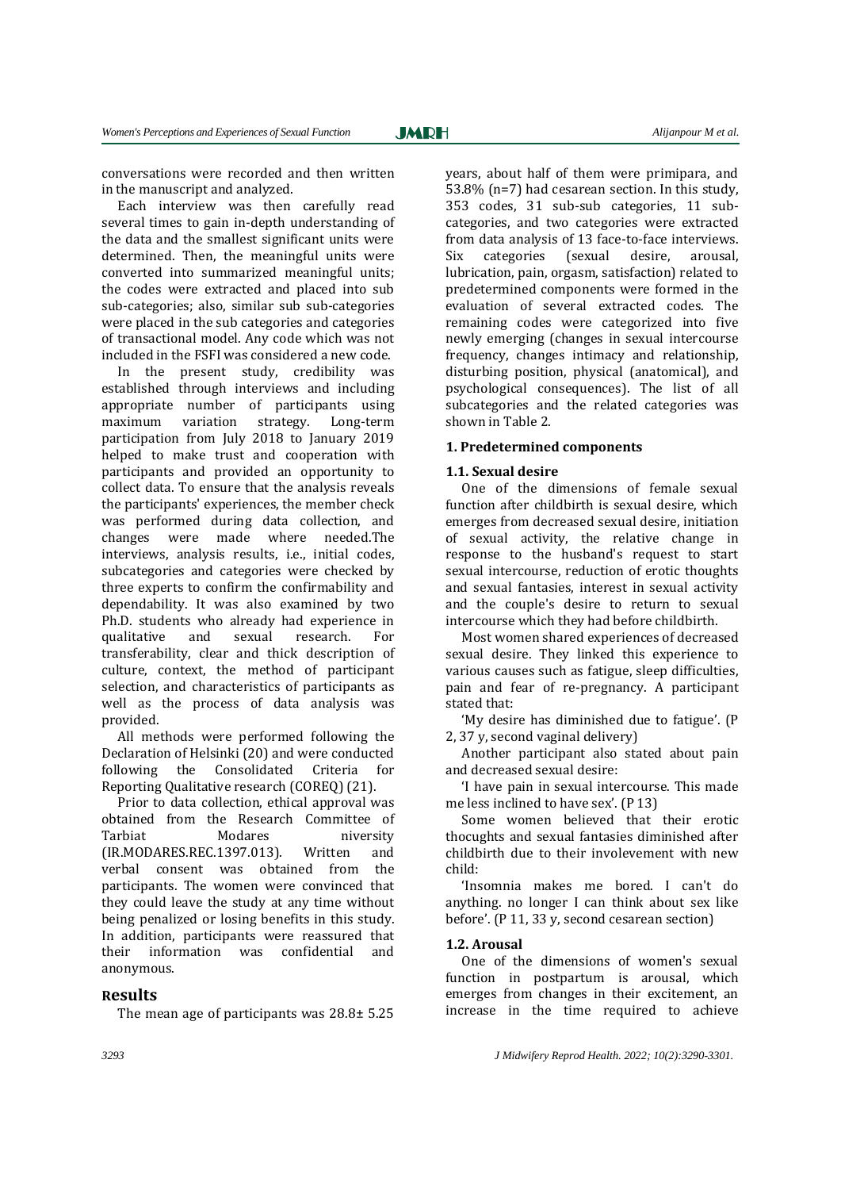conversations were recorded and then written in the manuscript and analyzed.

Each interview was then carefully read several times to gain in-depth understanding of the data and the smallest significant units were determined. Then, the meaningful units were converted into summarized meaningful units; the codes were extracted and placed into sub sub-categories; also, similar sub sub-categories were placed in the sub categories and categories of transactional model. Any code which was not included in the FSFI was considered a new code.

In the present study, credibility was established through interviews and including appropriate number of participants using maximum variation strategy. Long-term participation from July 2018 to January 2019 helped to make trust and cooperation with participants and provided an opportunity to collect data. To ensure that the analysis reveals the participants' experiences, the member check was performed during data collection, and changes were made where needed.The interviews, analysis results, i.e., initial codes, subcategories and categories were checked by three experts to confirm the confirmability and dependability. It was also examined by two Ph.D. students who already had experience in qualitative and sexual research. For transferability, clear and thick description of culture, context, the method of participant selection, and characteristics of participants as well as the process of data analysis was provided.

All methods were performed following the Declaration of Helsinki (20) and were conducted following the Consolidated Criteria for Reporting Qualitative research (COREQ) (21).

Prior to data collection, ethical approval was obtained from the Research Committee of Tarbiat Modares niversity (IR.MODARES.REC.1397.013). Written and verbal consent was obtained from the participants. The women were convinced that they could leave the study at any time without being penalized or losing benefits in this study. In addition, participants were reassured that their information was confidential and anonymous.

## Results

The mean age of participants was 28.8± 5.25 years, about half of them were primipara, and 53.8% (n=7) had cesarean section. In this study, 353 codes, 31 sub-sub categories, 11 sub-categories, and two categories were extracted from data analysis of 13 face-to-face interviews. Six categories (sexual desire, arousal, lubrication, pain, orgasm, satisfaction) related to predetermined components were formed in the evaluation of several extracted codes. The remaining codes were categorized into five newly emerging (changes in sexual intercourse frequency, changes intimacy and relationship, disturbing position, physical (anatomical), and psychological consequences). The list of all subcategories and the related categories was shown in Table 2.

### 1. Predetermined components

#### 1.1. Sexual desire

One of the dimensions of female sexual function after childbirth is sexual desire, which emerges from decreased sexual desire, initiation of sexual activity, the relative change in response to the husband's request to start sexual intercourse, reduction of erotic thoughts and sexual fantasies, interest in sexual activity and the couple's desire to return to sexual intercourse which they had before childbirth.

Most women shared experiences of decreased sexual desire. They linked this experience to various causes such as fatigue, sleep difficulties, pain and fear of re-pregnancy. A participant stated that:

'My desire has diminished due to fatigue'. (P 2, 37 y, second vaginal delivery)

Another participant also stated about pain and decreased sexual desire:

'I have pain in sexual intercourse. This made me less inclined to have sex'. (P 13)

Some women believed that their erotic thocughts and sexual fantasies diminished after childbirth due to their involevement with new child:

'Insomnia makes me bored. I can't do anything. no longer I can think about sex like before'. (P 11, 33 y, second cesarean section)

#### 1.2. Arousal

One of the dimensions of women's sexual function in postpartum is arousal, which emerges from changes in their excitement, an increase in the time required to achieve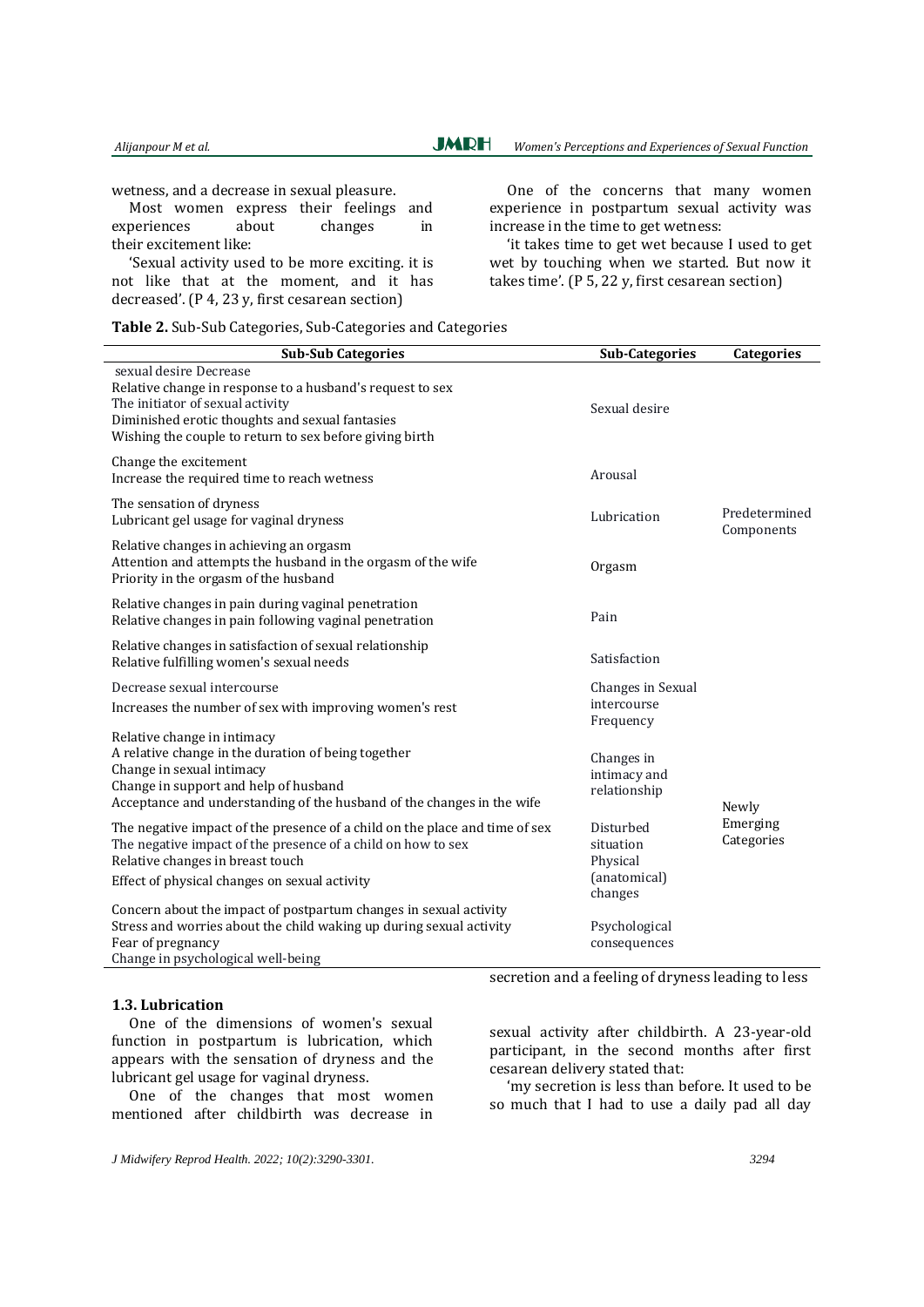wetness, and a decrease in sexual pleasure.

Most women express their feelings and experiences about changes in their excitement like:

'Sexual activity used to be more exciting. it is not like that at the moment, and it has decreased'. (P 4, 23 y, first cesarean section)

One of the concerns that many women experience in postpartum sexual activity was increase in the time to get wetness:

'it takes time to get wet because I used to get wet by touching when we started. But now it takes time'. (P 5, 22 y, first cesarean section)

**Table 2.** Sub-Sub Categories, Sub-Categories and Categories

| Sub-Sub Categories | Sub-Categories | Categories |
|---|---|---|
| sexual desire Decrease<br>Relative change in response to a husband's request to sex<br>The initiator of sexual activity<br>Diminished erotic thoughts and sexual fantasies<br>Wishing the couple to return to sex before giving birth | Sexual desire | Predetermined Components |
| Change the excitement<br>Increase the required time to reach wetness | Arousal | |
| The sensation of dryness<br>Lubricant gel usage for vaginal dryness | Lubrication | |
| Relative changes in achieving an orgasm<br>Attention and attempts the husband in the orgasm of the wife<br>Priority in the orgasm of the husband | Orgasm | |
| Relative changes in pain during vaginal penetration<br>Relative changes in pain following vaginal penetration | Pain | |
| Relative changes in satisfaction of sexual relationship<br>Relative fulfilling women's sexual needs | Satisfaction | |
| Decrease sexual intercourse<br>Increases the number of sex with improving women's rest | Changes in Sexual intercourse Frequency | Newly Emerging Categories |
| Relative change in intimacy<br>A relative change in the duration of being together<br>Change in sexual intimacy<br>Change in support and help of husband<br>Acceptance and understanding of the husband of the changes in the wife | Changes in intimacy and relationship | |
| The negative impact of the presence of a child on the place and time of sex<br>The negative impact of the presence of a child on how to sex<br>Relative changes in breast touch<br>Effect of physical changes on sexual activity | Disturbed situation Physical (anatomical) changes | |
| Concern about the impact of postpartum changes in sexual activity<br>Stress and worries about the child waking up during sexual activity<br>Fear of pregnancy<br>Change in psychological well-being | Psychological consequences | |

### 1.3. Lubrication

One of the dimensions of women's sexual function in postpartum is lubrication, which appears with the sensation of dryness and the lubricant gel usage for vaginal dryness.

One of the changes that most women mentioned after childbirth was decrease in secretion and a feeling of dryness leading to less sexual activity after childbirth. A 23-year-old participant, in the second months after first cesarean delivery stated that:

'my secretion is less than before. It used to be so much that I had to use a daily pad all day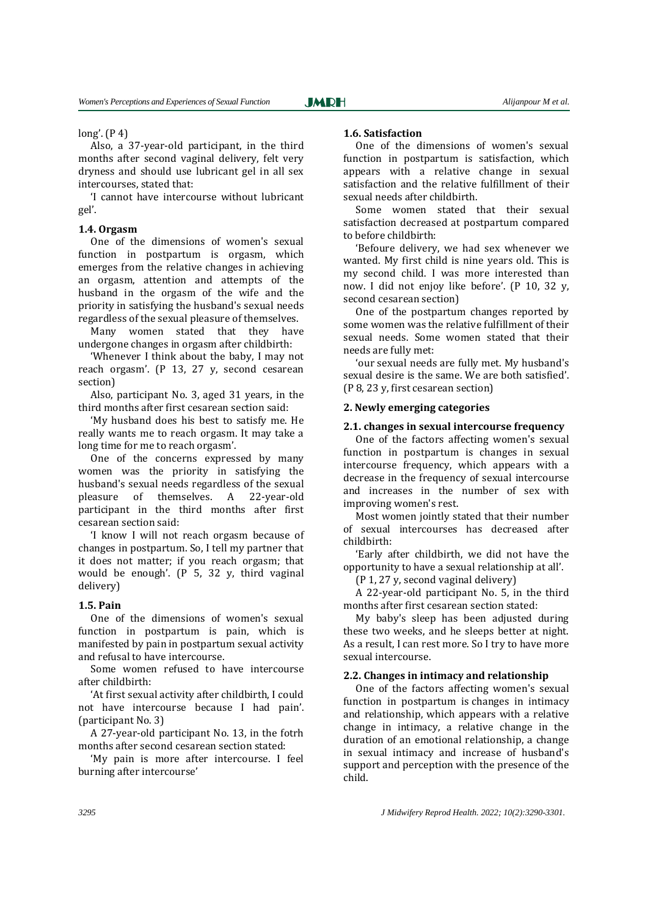long'. (P 4)

Also, a 37-year-old participant, in the third months after second vaginal delivery, felt very dryness and should use lubricant gel in all sex intercourses, stated that:

'I cannot have intercourse without lubricant gel'.

### 1.4. Orgasm

One of the dimensions of women's sexual function in postpartum is orgasm, which emerges from the relative changes in achieving an orgasm, attention and attempts of the husband in the orgasm of the wife and the priority in satisfying the husband's sexual needs regardless of the sexual pleasure of themselves.

Many women stated that they have undergone changes in orgasm after childbirth:

'Whenever I think about the baby, I may not reach orgasm'. (P 13, 27 y, second cesarean section)

Also, participant No. 3, aged 31 years, in the third months after first cesarean section said:

'My husband does his best to satisfy me. He really wants me to reach orgasm. It may take a long time for me to reach orgasm'.

One of the concerns expressed by many women was the priority in satisfying the husband's sexual needs regardless of the sexual pleasure of themselves. A 22-year-old participant in the third months after first cesarean section said:

'I know I will not reach orgasm because of changes in postpartum. So, I tell my partner that it does not matter; if you reach orgasm; that would be enough'. (P 5, 32 y, third vaginal delivery)

### 1.5. Pain

One of the dimensions of women's sexual function in postpartum is pain, which is manifested by pain in postpartum sexual activity and refusal to have intercourse.

Some women refused to have intercourse after childbirth:

'At first sexual activity after childbirth, I could not have intercourse because I had pain'. (participant No. 3)

A 27-year-old participant No. 13, in the fotrh months after second cesarean section stated:

'My pain is more after intercourse. I feel burning after intercourse'

### 1.6. Satisfaction

One of the dimensions of women's sexual function in postpartum is satisfaction, which appears with a relative change in sexual satisfaction and the relative fulfillment of their sexual needs after childbirth.

Some women stated that their sexual satisfaction decreased at postpartum compared to before childbirth:

'Befoure delivery, we had sex whenever we wanted. My first child is nine years old. This is my second child. I was more interested than now. I did not enjoy like before'. (P 10, 32 y, second cesarean section)

One of the postpartum changes reported by some women was the relative fulfillment of their sexual needs. Some women stated that their needs are fully met:

'our sexual needs are fully met. My husband's sexual desire is the same. We are both satisfied'. (P 8, 23 y, first cesarean section)

## 2. Newly emerging categories

### 2.1. changes in sexual intercourse frequency

One of the factors affecting women's sexual function in postpartum is changes in sexual intercourse frequency, which appears with a decrease in the frequency of sexual intercourse and increases in the number of sex with improving women's rest.

Most women jointly stated that their number of sexual intercourses has decreased after childbirth:

'Early after childbirth, we did not have the opportunity to have a sexual relationship at all'.

(P 1, 27 y, second vaginal delivery)

A 22-year-old participant No. 5, in the third months after first cesarean section stated:

My baby's sleep has been adjusted during these two weeks, and he sleeps better at night. As a result, I can rest more. So I try to have more sexual intercourse.

### 2.2. Changes in intimacy and relationship

One of the factors affecting women's sexual function in postpartum is changes in intimacy and relationship, which appears with a relative change in intimacy, a relative change in the duration of an emotional relationship, a change in sexual intimacy and increase of husband's support and perception with the presence of the child.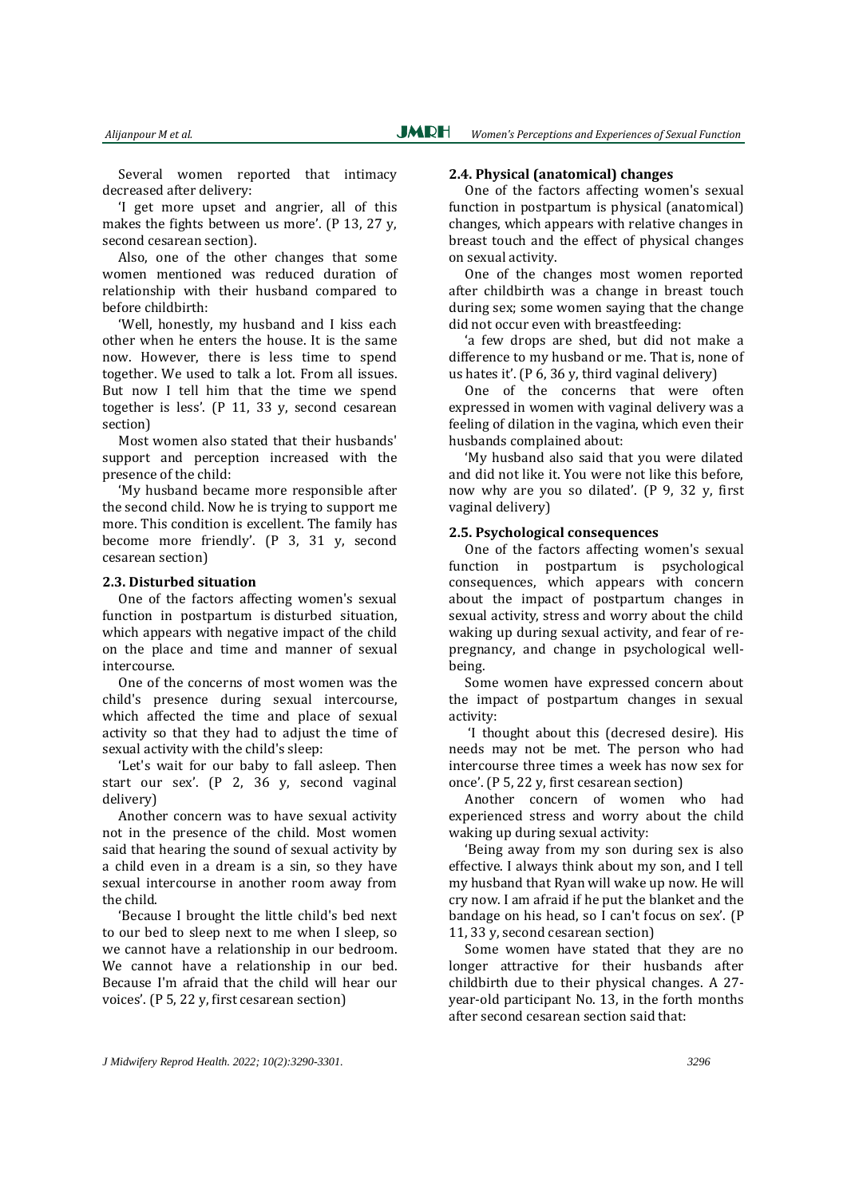Several women reported that intimacy decreased after delivery:

'I get more upset and angrier, all of this makes the fights between us more'. (P 13, 27 y, second cesarean section).

Also, one of the other changes that some women mentioned was reduced duration of relationship with their husband compared to before childbirth:

'Well, honestly, my husband and I kiss each other when he enters the house. It is the same now. However, there is less time to spend together. We used to talk a lot. From all issues. But now I tell him that the time we spend together is less'. (P 11, 33 y, second cesarean section)

Most women also stated that their husbands' support and perception increased with the presence of the child:

'My husband became more responsible after the second child. Now he is trying to support me more. This condition is excellent. The family has become more friendly'. (P 3, 31 y, second cesarean section)

### 2.3. Disturbed situation

One of the factors affecting women's sexual function in postpartum is disturbed situation, which appears with negative impact of the child on the place and time and manner of sexual intercourse.

One of the concerns of most women was the child's presence during sexual intercourse, which affected the time and place of sexual activity so that they had to adjust the time of sexual activity with the child's sleep:

'Let's wait for our baby to fall asleep. Then start our sex'. (P 2, 36 y, second vaginal delivery)

Another concern was to have sexual activity not in the presence of the child. Most women said that hearing the sound of sexual activity by a child even in a dream is a sin, so they have sexual intercourse in another room away from the child.

'Because I brought the little child's bed next to our bed to sleep next to me when I sleep, so we cannot have a relationship in our bedroom. We cannot have a relationship in our bed. Because I'm afraid that the child will hear our voices'. (P 5, 22 y, first cesarean section)

### 2.4. Physical (anatomical) changes

One of the factors affecting women's sexual function in postpartum is physical (anatomical) changes, which appears with relative changes in breast touch and the effect of physical changes on sexual activity.

One of the changes most women reported after childbirth was a change in breast touch during sex; some women saying that the change did not occur even with breastfeeding:

'a few drops are shed, but did not make a difference to my husband or me. That is, none of us hates it'. (P 6, 36 y, third vaginal delivery)

One of the concerns that were often expressed in women with vaginal delivery was a feeling of dilation in the vagina, which even their husbands complained about:

'My husband also said that you were dilated and did not like it. You were not like this before, now why are you so dilated'. (P 9, 32 y, first vaginal delivery)

### 2.5. Psychological consequences

One of the factors affecting women's sexual function in postpartum is psychological consequences, which appears with concern about the impact of postpartum changes in sexual activity, stress and worry about the child waking up during sexual activity, and fear of re-pregnancy, and change in psychological well-being.

Some women have expressed concern about the impact of postpartum changes in sexual activity:

'I thought about this (decresed desire). His needs may not be met. The person who had intercourse three times a week has now sex for once'. (P 5, 22 y, first cesarean section)

Another concern of women who had experienced stress and worry about the child waking up during sexual activity:

'Being away from my son during sex is also effective. I always think about my son, and I tell my husband that Ryan will wake up now. He will cry now. I am afraid if he put the blanket and the bandage on his head, so I can't focus on sex'. (P 11, 33 y, second cesarean section)

Some women have stated that they are no longer attractive for their husbands after childbirth due to their physical changes. A 27-year-old participant No. 13, in the forth months after second cesarean section said that: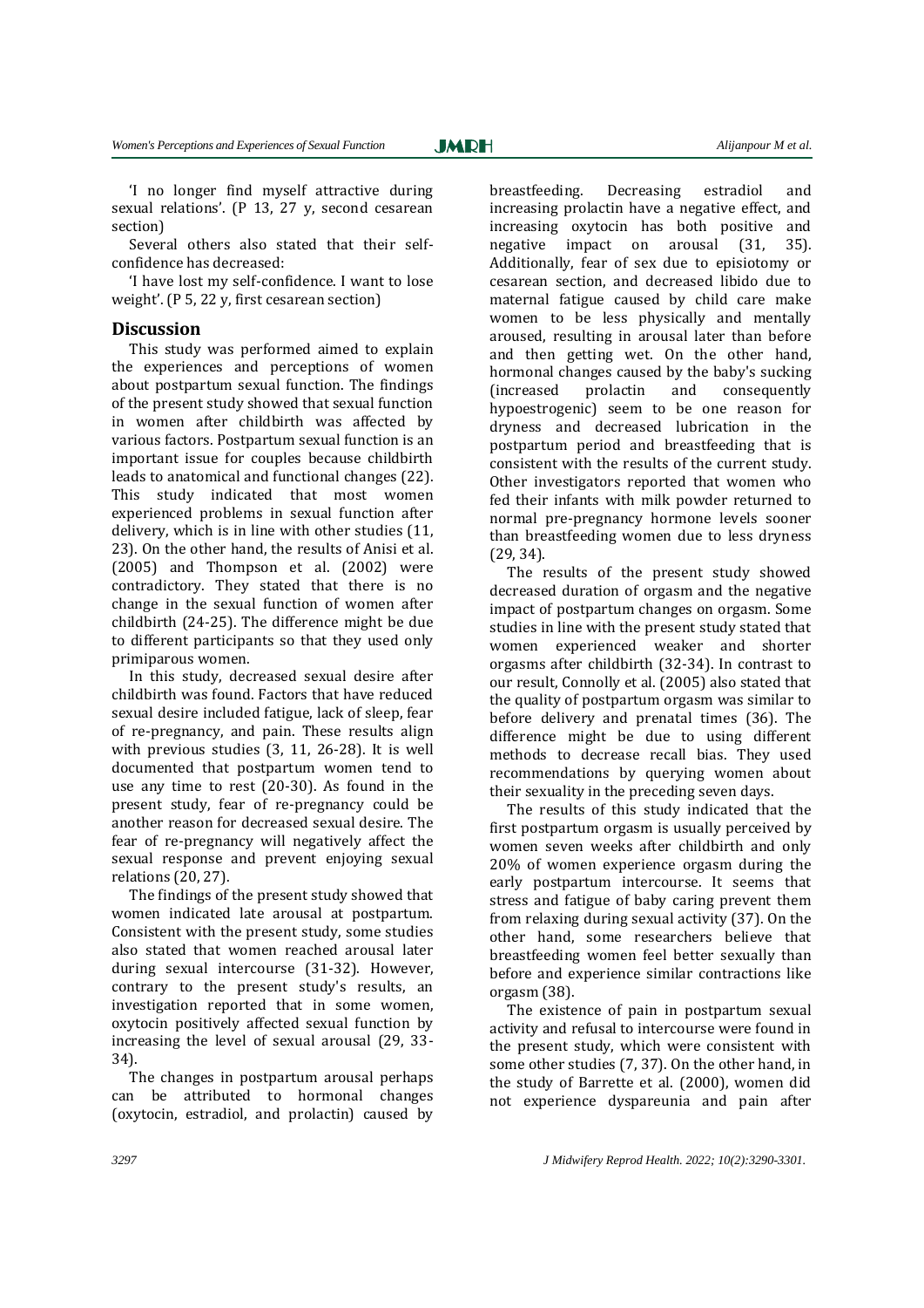'I no longer find myself attractive during sexual relations'. (P 13, 27 y, second cesarean section)

Several others also stated that their self-confidence has decreased:

'I have lost my self-confidence. I want to lose weight'. (P 5, 22 y, first cesarean section)

## Discussion

This study was performed aimed to explain the experiences and perceptions of women about postpartum sexual function. The findings of the present study showed that sexual function in women after childbirth was affected by various factors. Postpartum sexual function is an important issue for couples because childbirth leads to anatomical and functional changes (22). This study indicated that most women experienced problems in sexual function after delivery, which is in line with other studies (11, 23). On the other hand, the results of Anisi et al. (2005) and Thompson et al. (2002) were contradictory. They stated that there is no change in the sexual function of women after childbirth (24-25). The difference might be due to different participants so that they used only primiparous women.

In this study, decreased sexual desire after childbirth was found. Factors that have reduced sexual desire included fatigue, lack of sleep, fear of re-pregnancy, and pain. These results align with previous studies (3, 11, 26-28). It is well documented that postpartum women tend to use any time to rest (20-30). As found in the present study, fear of re-pregnancy could be another reason for decreased sexual desire. The fear of re-pregnancy will negatively affect the sexual response and prevent enjoying sexual relations (20, 27).

The findings of the present study showed that women indicated late arousal at postpartum. Consistent with the present study, some studies also stated that women reached arousal later during sexual intercourse (31-32). However, contrary to the present study's results, an investigation reported that in some women, oxytocin positively affected sexual function by increasing the level of sexual arousal (29, 33-34).

The changes in postpartum arousal perhaps can be attributed to hormonal changes (oxytocin, estradiol, and prolactin) caused by breastfeeding. Decreasing estradiol and increasing prolactin have a negative effect, and increasing oxytocin has both positive and negative impact on arousal (31, 35). Additionally, fear of sex due to episiotomy or cesarean section, and decreased libido due to maternal fatigue caused by child care make women to be less physically and mentally aroused, resulting in arousal later than before and then getting wet. On the other hand, hormonal changes caused by the baby's sucking (increased prolactin and consequently hypoestrogenic) seem to be one reason for dryness and decreased lubrication in the postpartum period and breastfeeding that is consistent with the results of the current study. Other investigators reported that women who fed their infants with milk powder returned to normal pre-pregnancy hormone levels sooner than breastfeeding women due to less dryness (29, 34).

The results of the present study showed decreased duration of orgasm and the negative impact of postpartum changes on orgasm. Some studies in line with the present study stated that women experienced weaker and shorter orgasms after childbirth (32-34). In contrast to our result, Connolly et al. (2005) also stated that the quality of postpartum orgasm was similar to before delivery and prenatal times (36). The difference might be due to using different methods to decrease recall bias. They used recommendations by querying women about their sexuality in the preceding seven days.

The results of this study indicated that the first postpartum orgasm is usually perceived by women seven weeks after childbirth and only 20% of women experience orgasm during the early postpartum intercourse. It seems that stress and fatigue of baby caring prevent them from relaxing during sexual activity (37). On the other hand, some researchers believe that breastfeeding women feel better sexually than before and experience similar contractions like orgasm (38).

The existence of pain in postpartum sexual activity and refusal to intercourse were found in the present study, which were consistent with some other studies (7, 37). On the other hand, in the study of Barrette et al. (2000), women did not experience dyspareunia and pain after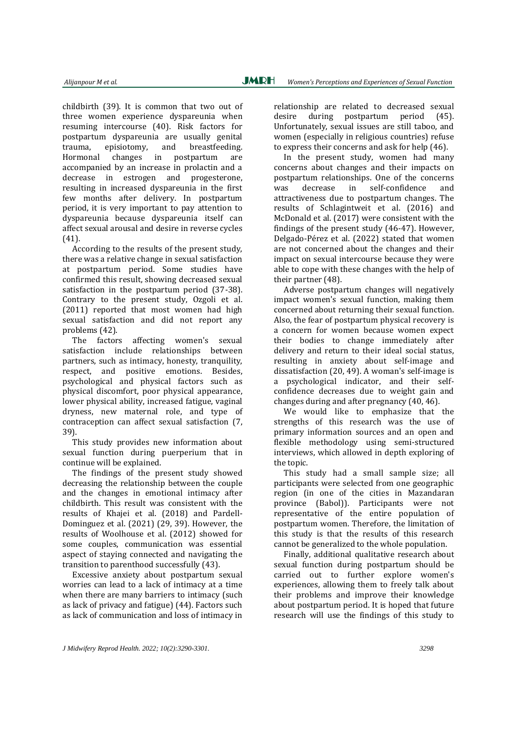childbirth (39). It is common that two out of three women experience dyspareunia when resuming intercourse (40). Risk factors for postpartum dyspareunia are usually genital trauma, episiotomy, and breastfeeding. Hormonal changes in postpartum are accompanied by an increase in prolactin and a decrease in estrogen and progesterone, resulting in increased dyspareunia in the first few months after delivery. In postpartum period, it is very important to pay attention to dyspareunia because dyspareunia itself can affect sexual arousal and desire in reverse cycles (41).

According to the results of the present study, there was a relative change in sexual satisfaction at postpartum period. Some studies have confirmed this result, showing decreased sexual satisfaction in the postpartum period (37-38). Contrary to the present study, Ozgoli et al. (2011) reported that most women had high sexual satisfaction and did not report any problems (42).

The factors affecting women's sexual satisfaction include relationships between partners, such as intimacy, honesty, tranquility, respect, and positive emotions. Besides, psychological and physical factors such as physical discomfort, poor physical appearance, lower physical ability, increased fatigue, vaginal dryness, new maternal role, and type of contraception can affect sexual satisfaction (7, 39).

This study provides new information about sexual function during puerperium that in continue will be explained.

The findings of the present study showed decreasing the relationship between the couple and the changes in emotional intimacy after childbirth. This result was consistent with the results of Khajei et al. (2018) and Pardell-Dominguez et al. (2021) (29, 39). However, the results of Woolhouse et al. (2012) showed for some couples, communication was essential aspect of staying connected and navigating the transition to parenthood successfully (43).

Excessive anxiety about postpartum sexual worries can lead to a lack of intimacy at a time when there are many barriers to intimacy (such as lack of privacy and fatigue) (44). Factors such as lack of communication and loss of intimacy in relationship are related to decreased sexual desire during postpartum period (45). Unfortunately, sexual issues are still taboo, and women (especially in religious countries) refuse to express their concerns and ask for help (46).

In the present study, women had many concerns about changes and their impacts on postpartum relationships. One of the concerns was decrease in self-confidence and attractiveness due to postpartum changes. The results of Schlagintweit et al. (2016) and McDonald et al. (2017) were consistent with the findings of the present study (46-47). However, Delgado-Pérez et al. (2022) stated that women are not concerned about the changes and their impact on sexual intercourse because they were able to cope with these changes with the help of their partner (48).

Adverse postpartum changes will negatively impact women's sexual function, making them concerned about returning their sexual function. Also, the fear of postpartum physical recovery is a concern for women because women expect their bodies to change immediately after delivery and return to their ideal social status, resulting in anxiety about self-image and dissatisfaction (20, 49). A woman's self-image is a psychological indicator, and their self-confidence decreases due to weight gain and changes during and after pregnancy (40, 46).

We would like to emphasize that the strengths of this research was the use of primary information sources and an open and flexible methodology using semi-structured interviews, which allowed in depth exploring of the topic.

This study had a small sample size; all participants were selected from one geographic region (in one of the cities in Mazandaran province (Babol)). Participants were not representative of the entire population of postpartum women. Therefore, the limitation of this study is that the results of this research cannot be generalized to the whole population.

Finally, additional qualitative research about sexual function during postpartum should be carried out to further explore women's experiences, allowing them to freely talk about their problems and improve their knowledge about postpartum period. It is hoped that future research will use the findings of this study to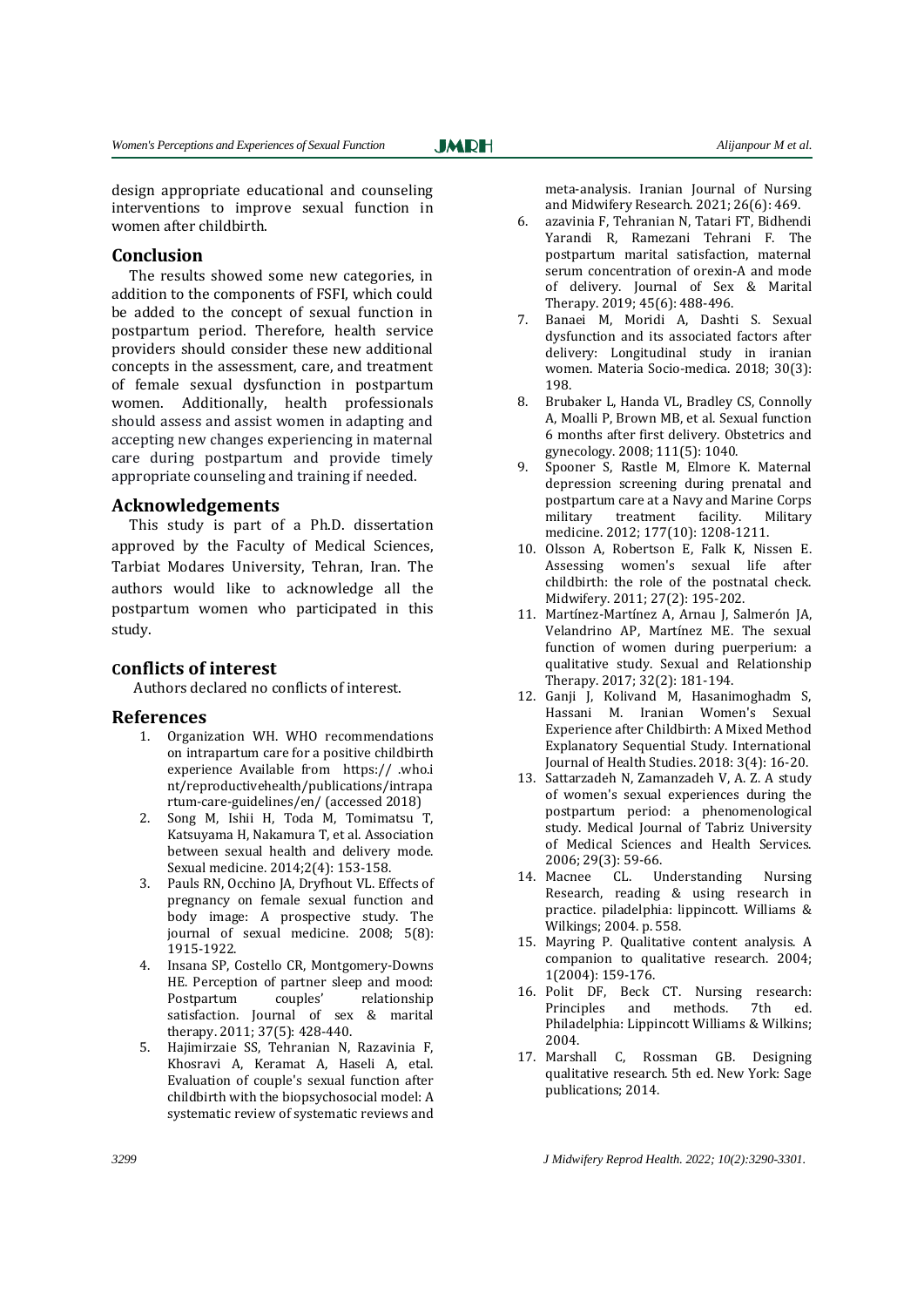design appropriate educational and counseling interventions to improve sexual function in women after childbirth.

## Conclusion

The results showed some new categories, in addition to the components of FSFI, which could be added to the concept of sexual function in postpartum period. Therefore, health service providers should consider these new additional concepts in the assessment, care, and treatment of female sexual dysfunction in postpartum women. Additionally, health professionals should assess and assist women in adapting and accepting new changes experiencing in maternal care during postpartum and provide timely appropriate counseling and training if needed.

## Acknowledgements

This study is part of a Ph.D. dissertation approved by the Faculty of Medical Sciences, Tarbiat Modares University, Tehran, Iran. The authors would like to acknowledge all the postpartum women who participated in this study.

## Conflicts of interest

Authors declared no conflicts of interest.

## References

1. Organization WH. WHO recommendations on intrapartum care for a positive childbirth experience Available from https:// .who.int/reproductivehealth/publications/intrapartum-care-guidelines/en/ (accessed 2018)
2. Song M, Ishii H, Toda M, Tomimatsu T, Katsuyama H, Nakamura T, et al. Association between sexual health and delivery mode. Sexual medicine. 2014;2(4): 153-158.
3. Pauls RN, Occhino JA, Dryfhout VL. Effects of pregnancy on female sexual function and body image: A prospective study. The journal of sexual medicine. 2008; 5(8): 1915-1922.
4. Insana SP, Costello CR, Montgomery-Downs HE. Perception of partner sleep and mood: Postpartum couples' relationship satisfaction. Journal of sex & marital therapy. 2011; 37(5): 428-440.
5. Hajimirzaie SS, Tehranian N, Razavinia F, Khosravi A, Keramat A, Haseli A, etal. Evaluation of couple's sexual function after childbirth with the biopsychosocial model: A systematic review of systematic reviews and meta-analysis. Iranian Journal of Nursing and Midwifery Research. 2021; 26(6): 469.
6. azavinia F, Tehranian N, Tatari FT, Bidhendi Yarandi R, Ramezani Tehrani F. The postpartum marital satisfaction, maternal serum concentration of orexin-A and mode of delivery. Journal of Sex & Marital Therapy. 2019; 45(6): 488-496.
7. Banaei M, Moridi A, Dashti S. Sexual dysfunction and its associated factors after delivery: Longitudinal study in iranian women. Materia Socio-medica. 2018; 30(3): 198.
8. Brubaker L, Handa VL, Bradley CS, Connolly A, Moalli P, Brown MB, et al. Sexual function 6 months after first delivery. Obstetrics and gynecology. 2008; 111(5): 1040.
9. Spooner S, Rastle M, Elmore K. Maternal depression screening during prenatal and postpartum care at a Navy and Marine Corps military treatment facility. Military medicine. 2012; 177(10): 1208-1211.
10. Olsson A, Robertson E, Falk K, Nissen E. Assessing women's sexual life after childbirth: the role of the postnatal check. Midwifery. 2011; 27(2): 195-202.
11. Martínez-Martínez A, Arnau J, Salmerón JA, Velandrino AP, Martínez ME. The sexual function of women during puerperium: a qualitative study. Sexual and Relationship Therapy. 2017; 32(2): 181-194.
12. Ganji J, Kolivand M, Hasanimoghadm S, Hassani M. Iranian Women's Sexual Experience after Childbirth: A Mixed Method Explanatory Sequential Study. International Journal of Health Studies. 2018: 3(4): 16-20.
13. Sattarzadeh N, Zamanzadeh V, A. Z. A study of women's sexual experiences during the postpartum period: a phenomenological study. Medical Journal of Tabriz University of Medical Sciences and Health Services. 2006; 29(3): 59-66.
14. Macnee CL. Understanding Nursing Research, reading & using research in practice. piladelphia: lippincott. Williams & Wilkings; 2004. p. 558.
15. Mayring P. Qualitative content analysis. A companion to qualitative research. 2004; 1(2004): 159-176.
16. Polit DF, Beck CT. Nursing research: Principles and methods. 7th ed. Philadelphia: Lippincott Williams & Wilkins; 2004.
17. Marshall C, Rossman GB. Designing qualitative research. 5th ed. New York: Sage publications; 2014.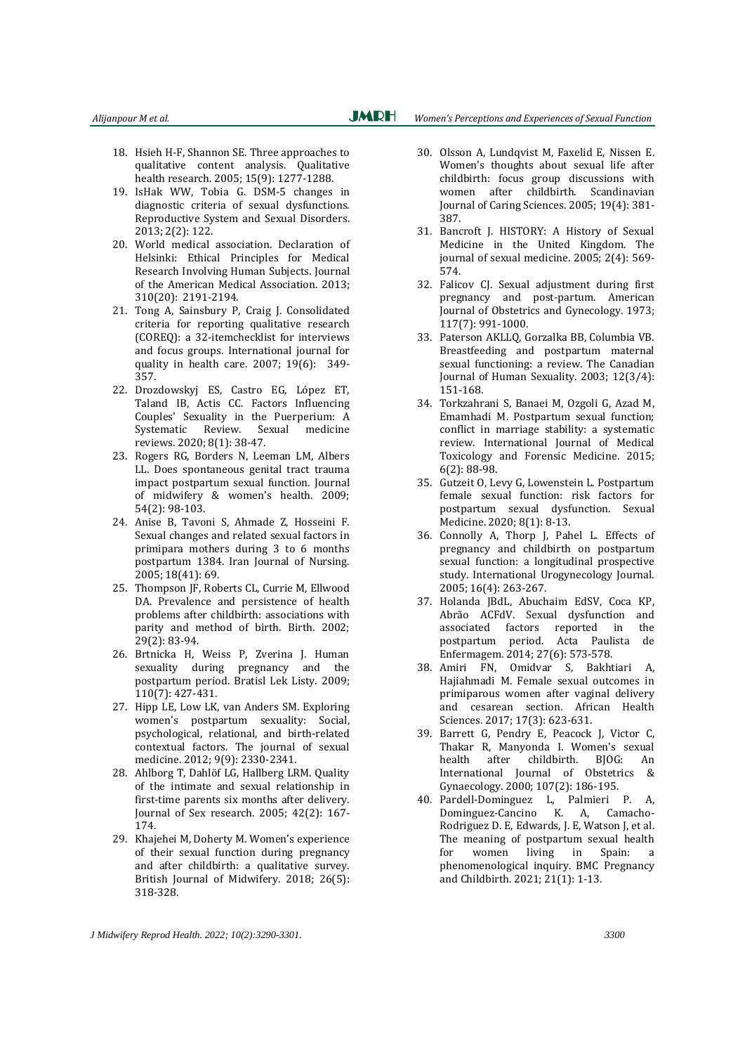18. Hsieh H-F, Shannon SE. Three approaches to qualitative content analysis. Qualitative health research. 2005; 15(9): 1277-1288.
19. IsHak WW, Tobia G. DSM-5 changes in diagnostic criteria of sexual dysfunctions. Reproductive System and Sexual Disorders. 2013; 2(2): 122.
20. World medical association. Declaration of Helsinki: Ethical Principles for Medical Research Involving Human Subjects. Journal of the American Medical Association. 2013; 310(20): 2191-2194.
21. Tong A, Sainsbury P, Craig J. Consolidated criteria for reporting qualitative research (COREQ): a 32-itemchecklist for interviews and focus groups. International journal for quality in health care. 2007; 19(6): 349-357.
22. Drozdowskyj ES, Castro EG, López ET, Taland IB, Actis CC. Factors Influencing Couples' Sexuality in the Puerperium: A Systematic Review. Sexual medicine reviews. 2020; 8(1): 38-47.
23. Rogers RG, Borders N, Leeman LM, Albers LL. Does spontaneous genital tract trauma impact postpartum sexual function. Journal of midwifery & women's health. 2009; 54(2): 98-103.
24. Anise B, Tavoni S, Ahmade Z, Hosseini F. Sexual changes and related sexual factors in primipara mothers during 3 to 6 months postpartum 1384. Iran Journal of Nursing. 2005; 18(41): 69.
25. Thompson JF, Roberts CL, Currie M, Ellwood DA. Prevalence and persistence of health problems after childbirth: associations with parity and method of birth. Birth. 2002; 29(2): 83-94.
26. Brtnicka H, Weiss P, Zverina J. Human sexuality during pregnancy and the postpartum period. Bratisl Lek Listy. 2009; 110(7): 427-431.
27. Hipp LE, Low LK, van Anders SM. Exploring women's postpartum sexuality: Social, psychological, relational, and birth-related contextual factors. The journal of sexual medicine. 2012; 9(9): 2330-2341.
28. Ahlborg T, Dahlöf LG, Hallberg LRM. Quality of the intimate and sexual relationship in first-time parents six months after delivery. Journal of Sex research. 2005; 42(2): 167-174.
29. Khajehei M, Doherty M. Women's experience of their sexual function during pregnancy and after childbirth: a qualitative survey. British Journal of Midwifery. 2018; 26(5): 318-328.
30. Olsson A, Lundqvist M, Faxelid E, Nissen E. Women's thoughts about sexual life after childbirth: focus group discussions with women after childbirth. Scandinavian Journal of Caring Sciences. 2005; 19(4): 381-387.
31. Bancroft J. HISTORY: A History of Sexual Medicine in the United Kingdom. The journal of sexual medicine. 2005; 2(4): 569-574.
32. Falicov CJ. Sexual adjustment during first pregnancy and post-partum. American Journal of Obstetrics and Gynecology. 1973; 117(7): 991-1000.
33. Paterson AKLLQ, Gorzalka BB, Columbia VB. Breastfeeding and postpartum maternal sexual functioning: a review. The Canadian Journal of Human Sexuality. 2003; 12(3/4): 151-168.
34. Torkzahrani S, Banaei M, Ozgoli G, Azad M, Emamhadi M. Postpartum sexual function; conflict in marriage stability: a systematic review. International Journal of Medical Toxicology and Forensic Medicine. 2015; 6(2): 88-98.
35. Gutzeit O, Levy G, Lowenstein L. Postpartum female sexual function: risk factors for postpartum sexual dysfunction. Sexual Medicine. 2020; 8(1): 8-13.
36. Connolly A, Thorp J, Pahel L. Effects of pregnancy and childbirth on postpartum sexual function: a longitudinal prospective study. International Urogynecology Journal. 2005; 16(4): 263-267.
37. Holanda JBdL, Abuchaim EdSV, Coca KP, Abrão ACFdV. Sexual dysfunction and associated factors reported in the postpartum period. Acta Paulista de Enfermagem. 2014; 27(6): 573-578.
38. Amiri FN, Omidvar S, Bakhtiari A, Hajiahmadi M. Female sexual outcomes in primiparous women after vaginal delivery and cesarean section. African Health Sciences. 2017; 17(3): 623-631.
39. Barrett G, Pendry E, Peacock J, Victor C, Thakar R, Manyonda I. Women's sexual health after childbirth. BJOG: An International Journal of Obstetrics & Gynaecology. 2000; 107(2): 186-195.
40. Pardell-Dominguez L, Palmieri P. A, Dominguez-Cancino K. A, Camacho-Rodriguez D. E, Edwards, J. E, Watson J, et al. The meaning of postpartum sexual health for women living in Spain: a phenomenological inquiry. BMC Pregnancy and Childbirth. 2021; 21(1): 1-13.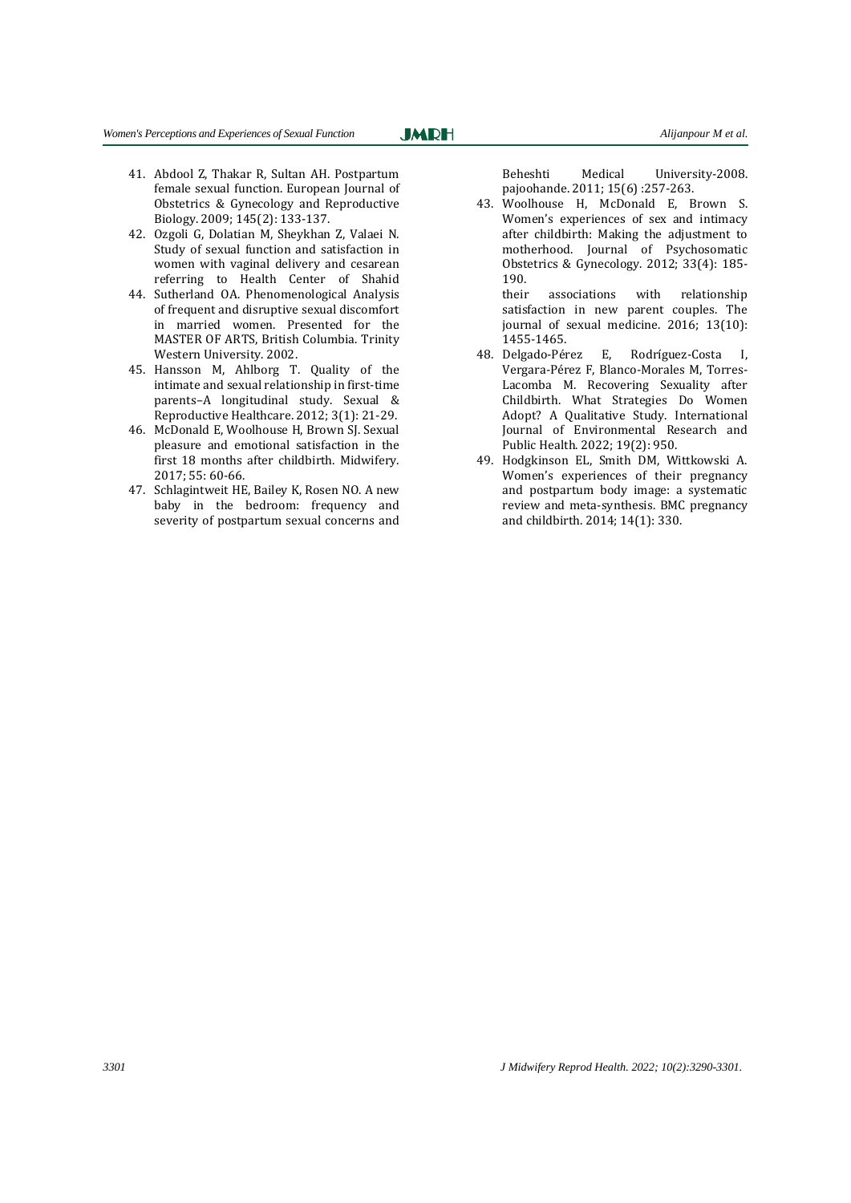41. Abdool Z, Thakar R, Sultan AH. Postpartum female sexual function. European Journal of Obstetrics & Gynecology and Reproductive Biology. 2009; 145(2): 133-137.
42. Ozgoli G, Dolatian M, Sheykhan Z, Valaei N. Study of sexual function and satisfaction in women with vaginal delivery and cesarean referring to Health Center of Shahid Beheshti Medical University-2008. pajoohande. 2011; 15(6) :257-263.
43. Woolhouse H, McDonald E, Brown S. Women's experiences of sex and intimacy after childbirth: Making the adjustment to motherhood. Journal of Psychosomatic Obstetrics & Gynecology. 2012; 33(4): 185-190.
44. Sutherland OA. Phenomenological Analysis of frequent and disruptive sexual discomfort in married women. Presented for the MASTER OF ARTS, British Columbia. Trinity Western University. 2002.
45. Hansson M, Ahlborg T. Quality of the intimate and sexual relationship in first-time parents–A longitudinal study. Sexual & Reproductive Healthcare. 2012; 3(1): 21-29.
46. McDonald E, Woolhouse H, Brown SJ. Sexual pleasure and emotional satisfaction in the first 18 months after childbirth. Midwifery. 2017; 55: 60-66.
47. Schlagintweit HE, Bailey K, Rosen NO. A new baby in the bedroom: frequency and severity of postpartum sexual concerns and their associations with relationship satisfaction in new parent couples. The journal of sexual medicine. 2016; 13(10): 1455-1465.
48. Delgado-Pérez E, Rodríguez-Costa I, Vergara-Pérez F, Blanco-Morales M, Torres-Lacomba M. Recovering Sexuality after Childbirth. What Strategies Do Women Adopt? A Qualitative Study. International Journal of Environmental Research and Public Health. 2022; 19(2): 950.
49. Hodgkinson EL, Smith DM, Wittkowski A. Women's experiences of their pregnancy and postpartum body image: a systematic review and meta-synthesis. BMC pregnancy and childbirth. 2014; 14(1): 330.